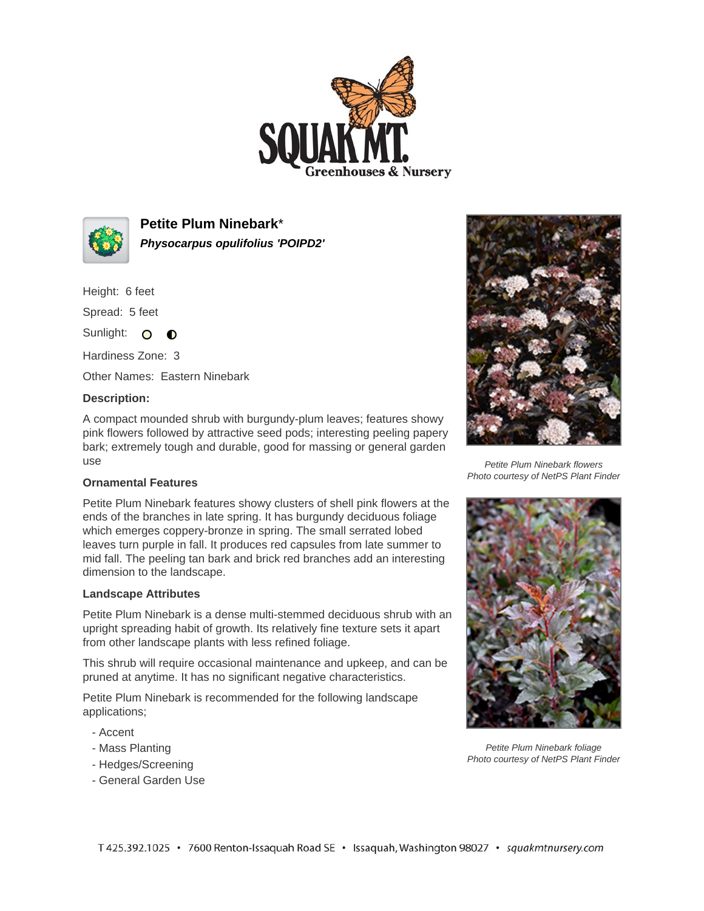# Petite Plum Ninebark*

***Physocarpus opulifolius 'POIPD2'***

Height: 6 feet

Spread: 5 feet

Sunlight:

Hardiness Zone: 3

Other Names: Eastern Ninebark

**Description:**

A compact mounded shrub with burgundy-plum leaves; features showy pink flowers followed by attractive seed pods; interesting peeling papery bark; extremely tough and durable, good for massing or general garden use

### Ornamental Features

Petite Plum Ninebark features showy clusters of shell pink flowers at the ends of the branches in late spring. It has burgundy deciduous foliage which emerges coppery-bronze in spring. The small serrated lobed leaves turn purple in fall. It produces red capsules from late summer to mid fall. The peeling tan bark and brick red branches add an interesting dimension to the landscape.

### Landscape Attributes

Petite Plum Ninebark is a dense multi-stemmed deciduous shrub with an upright spreading habit of growth. Its relatively fine texture sets it apart from other landscape plants with less refined foliage.

This shrub will require occasional maintenance and upkeep, and can be pruned at anytime. It has no significant negative characteristics.

Petite Plum Ninebark is recommended for the following landscape applications;

- Accent
- Mass Planting
- Hedges/Screening
- General Garden Use

*Petite Plum Ninebark flowers*
*Photo courtesy of NetPS Plant Finder*

*Petite Plum Ninebark foliage*
*Photo courtesy of NetPS Plant Finder*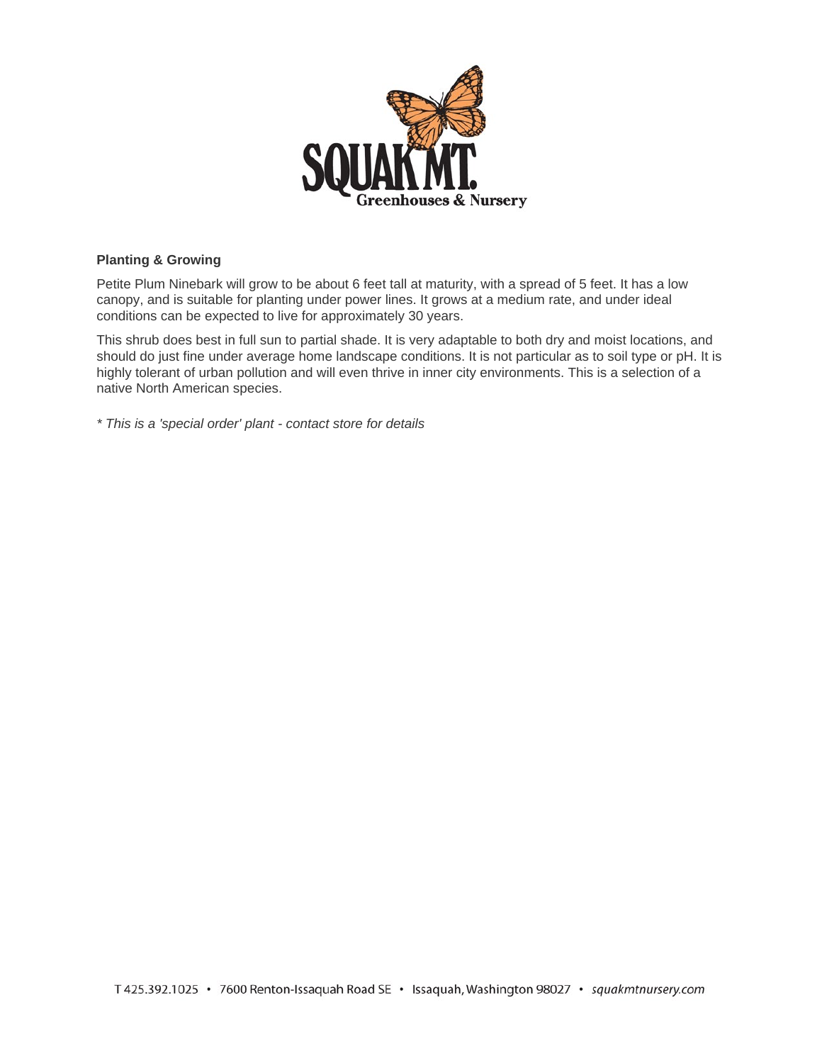### Planting & Growing

Petite Plum Ninebark will grow to be about 6 feet tall at maturity, with a spread of 5 feet. It has a low canopy, and is suitable for planting under power lines. It grows at a medium rate, and under ideal conditions can be expected to live for approximately 30 years.

This shrub does best in full sun to partial shade. It is very adaptable to both dry and moist locations, and should do just fine under average home landscape conditions. It is not particular as to soil type or pH. It is highly tolerant of urban pollution and will even thrive in inner city environments. This is a selection of a native North American species.

*\* This is a 'special order' plant - contact store for details*